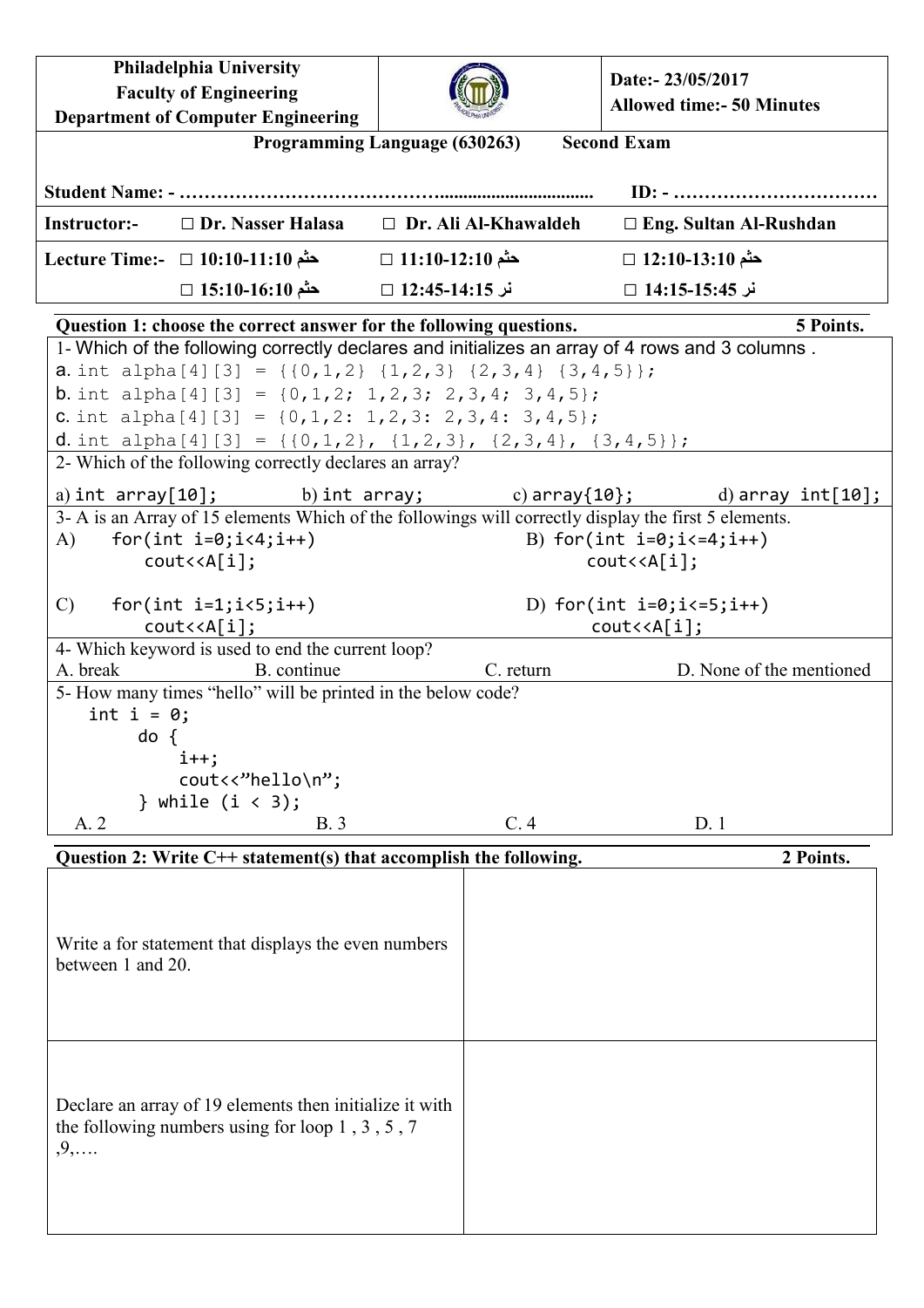| Philadelphia University<br>Faculty of Engineering<br>Department of Computer Engineering | | Date:- 23/05/2017<br>Allowed time:- 50 Minutes |
|---|---|---|

**Programming Language (630263) Second Exam**

**Student Name: - ………………………………….................................. ID: - ……………………………**

| Instructor:- | □ Dr. Nasser Halasa | □ Dr. Ali Al-Khawaldeh | □ Eng. Sultan Al-Rushdan |
|---|---|---|---|
| Lecture Time:- | □ 10:10-11:10 حثم | □ 11:10-12:10 حثم | □ 12:10-13:10 حثم |
| | □ 15:10-16:10 حثم | □ 12:45-14:15 نر | □ 14:15-15:45 نر |

**Question 1: choose the correct answer for the following questions. 5 Points.**

1- Which of the following correctly declares and initializes an array of 4 rows and 3 columns .

a. `int alpha[4][3] = {{0,1,2} {1,2,3} {2,3,4} {3,4,5}};`
b. `int alpha[4][3] = {0,1,2; 1,2,3; 2,3,4; 3,4,5};`
c. `int alpha[4][3] = {0,1,2: 1,2,3: 2,3,4: 3,4,5};`
d. `int alpha[4][3] = {{0,1,2}, {1,2,3}, {2,3,4}, {3,4,5}};`

2- Which of the following correctly declares an array?

a) `int array[10];` b) `int array;` c) `array{10};` d) `array int[10];`

3- A is an Array of 15 elements Which of the followings will correctly display the first 5 elements.

A)
```
for(int i=0;i<4;i++)
    cout<<A[i];
```
B)
```
for(int i=0;i<=4;i++)
    cout<<A[i];
```
C)
```
for(int i=1;i<5;i++)
    cout<<A[i];
```
D)
```
for(int i=0;i<=5;i++)
    cout<<A[i];
```

4- Which keyword is used to end the current loop?

A. break B. continue C. return D. None of the mentioned

5- How many times "hello" will be printed in the below code?

```
int i = 0;
    do {
        i++;
        cout<<"hello\n";
    } while (i < 3);
```

A. 2 B. 3 C. 4 D. 1

**Question 2: Write C++ statement(s) that accomplish the following. 2 Points.**

| | |
|---|---|
| Write a for statement that displays the even numbers between 1 and 20. | |
| Declare an array of 19 elements then initialize it with the following numbers using for loop 1 , 3 , 5 , 7 ,9,…. | |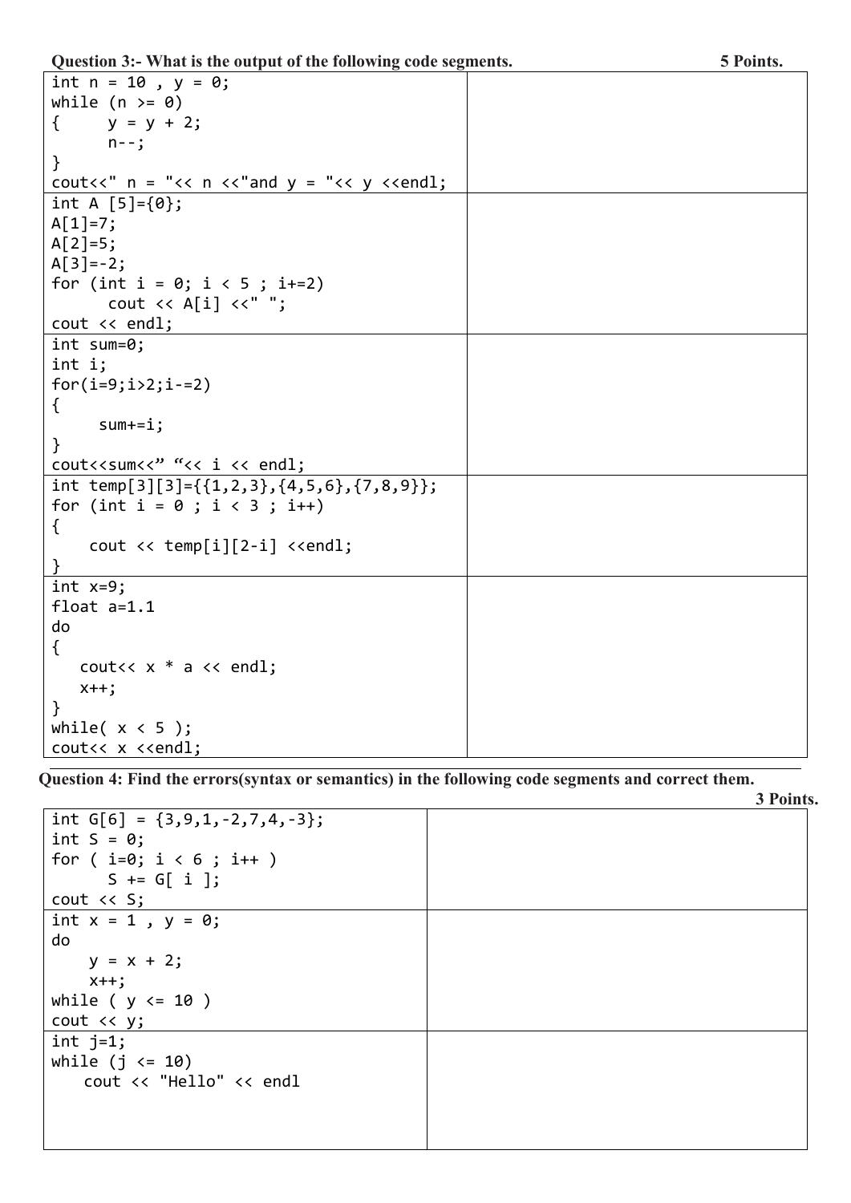**Question 3:- What is the output of the following code segments.** **5 Points.**

```
int n = 10 , y = 0;
while (n >= 0)
{     y = y + 2;
      n--;
}
cout<<" n = "<< n <<"and y = "<< y <<endl;
```

```
int A [5]={0};
A[1]=7;
A[2]=5;
A[3]=-2;
for (int i = 0; i < 5 ; i+=2)
      cout << A[i] <<" ";
cout << endl;
```

```
int sum=0;
int i;
for(i=9;i>2;i-=2)
{
     sum+=i;
}
cout<<sum<<" "<< i << endl;
```

```
int temp[3][3]={{1,2,3},{4,5,6},{7,8,9}};
for (int i = 0 ; i < 3 ; i++)
{
    cout << temp[i][2-i] <<endl;
}
```

```
int x=9;
float a=1.1
do
{
   cout<< x * a << endl;
   x++;
}
while( x < 5 );
cout<< x <<endl;
```

**Question 4: Find the errors(syntax or semantics) in the following code segments and correct them.** **3 Points.**

```
int G[6] = {3,9,1,-2,7,4,-3};
int S = 0;
for ( i=0; i < 6 ; i++ )
      S += G[ i ];
cout << S;
```

```
int x = 1 , y = 0;
do
    y = x + 2;
    x++;
while ( y <= 10 )
cout << y;
```

```
int j=1;
while (j <= 10)
   cout << "Hello" << endl
```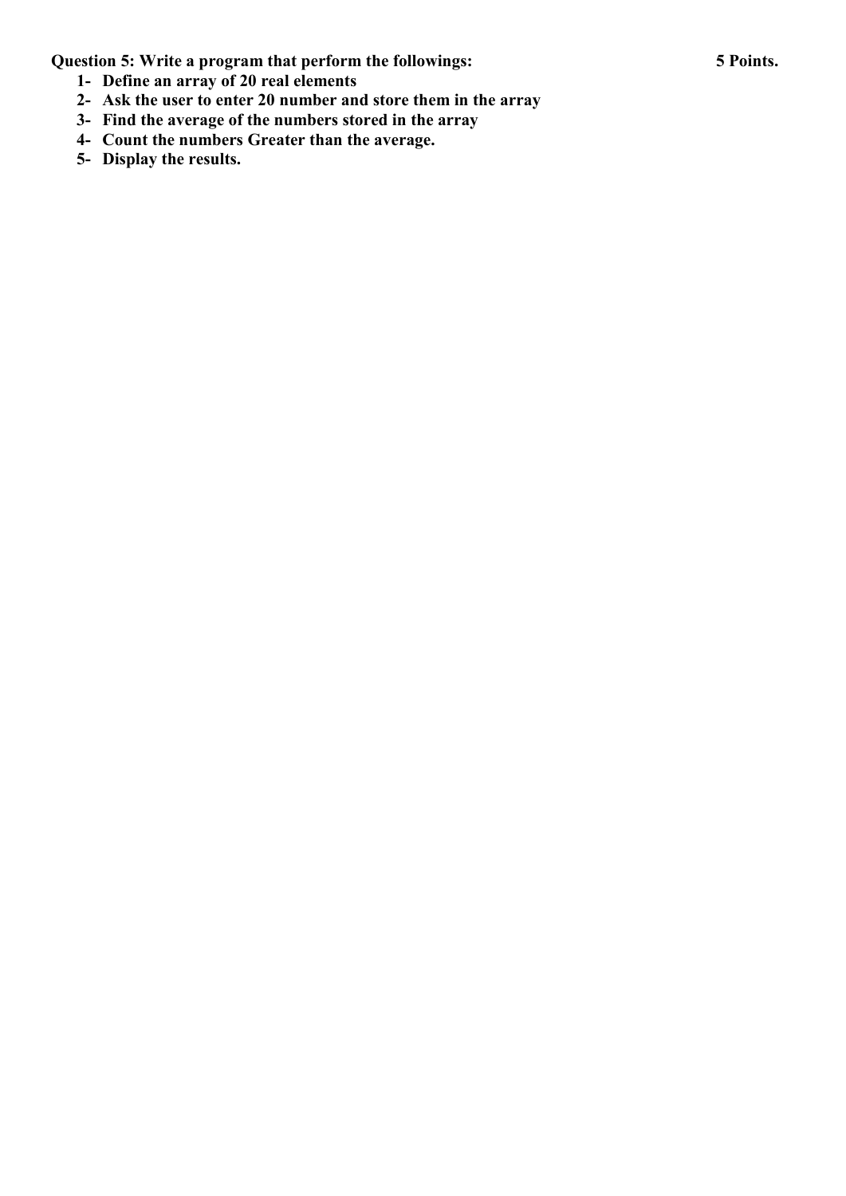**Question 5: Write a program that perform the followings: 5 Points.**

1. **Define an array of 20 real elements**
2. **Ask the user to enter 20 number and store them in the array**
3. **Find the average of the numbers stored in the array**
4. **Count the numbers Greater than the average.**
5. **Display the results.**